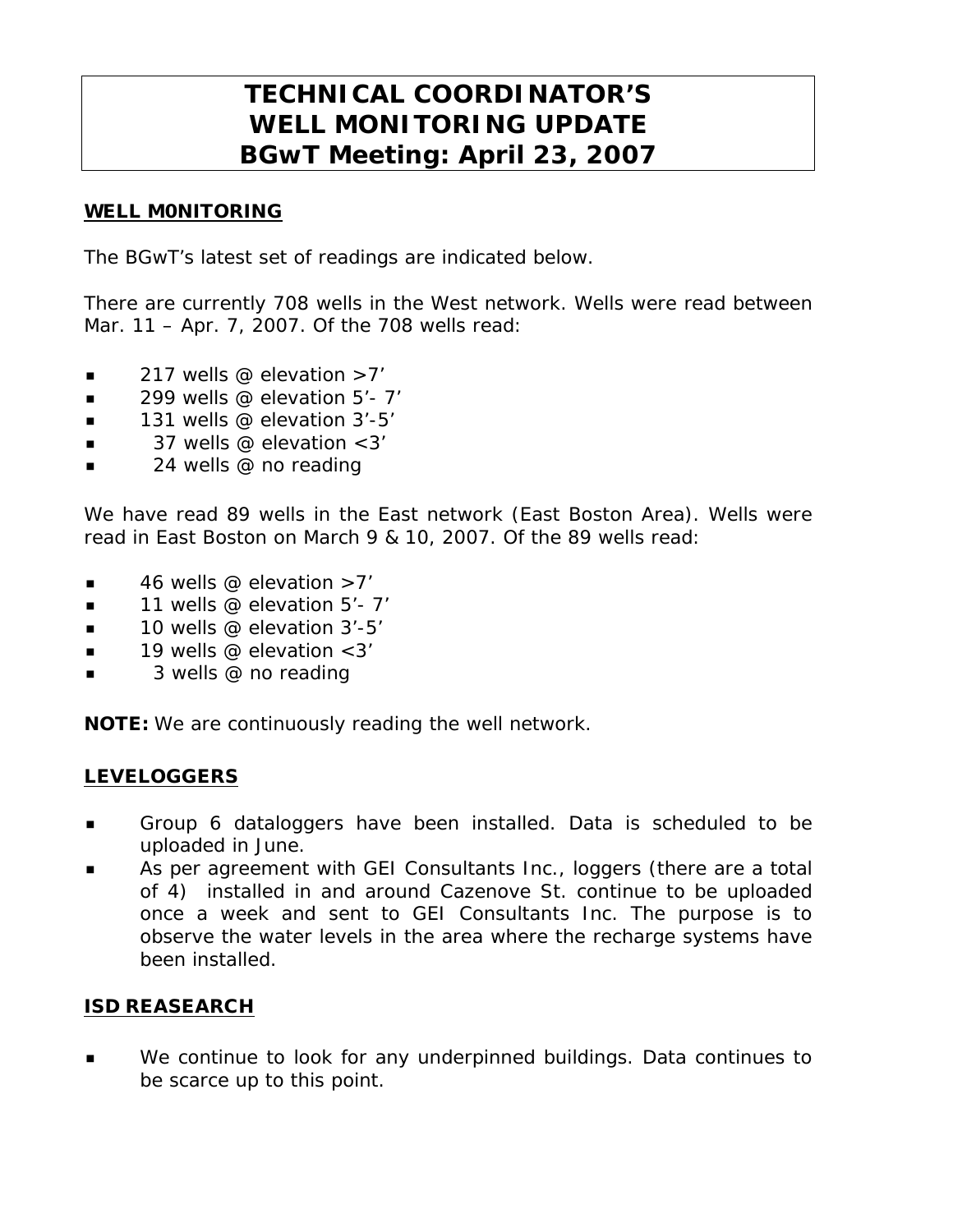# TECHNICAL COORDINATOR'S WELL MONITORING UPDATE BGwT Meeting: April 23, 2007

## WELL M0NITORING

The BGwT's latest set of readings are indicated below.

There are currently 708 wells in the West network. Wells were read between Mar. 11 – Apr. 7, 2007. Of the 708 wells read:

- 217 wells @ elevation >7'
- 299 wells @ elevation 5'- 7'
- 131 wells @ elevation 3'-5'
- 37 wells @ elevation <3'
- 24 wells @ no reading

We have read 89 wells in the East network (East Boston Area). Wells were read in East Boston on March 9 & 10, 2007. Of the 89 wells read:

- 46 wells @ elevation >7'
- 11 wells @ elevation 5'- 7'
- 10 wells @ elevation 3'-5'
- 19 wells @ elevation <3'
- 3 wells @ no reading

**NOTE:** We are continuously reading the well network.

## LEVELOGGERS

- Group 6 dataloggers have been installed. Data is scheduled to be uploaded in June.
- As per agreement with GEI Consultants Inc., loggers (there are a total of 4) installed in and around Cazenove St. continue to be uploaded once a week and sent to GEI Consultants Inc. The purpose is to observe the water levels in the area where the recharge systems have been installed.

## ISD REASEARCH

- We continue to look for any underpinned buildings. Data continues to be scarce up to this point.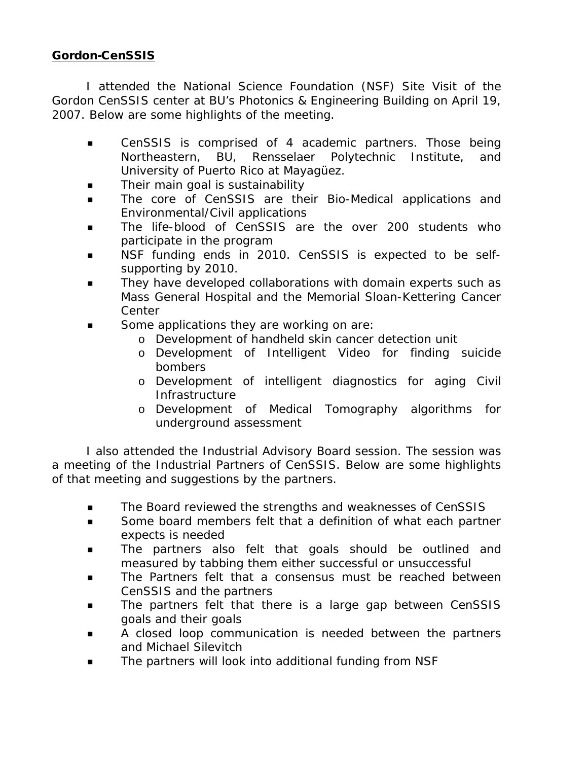**Gordon-CenSSIS**

I attended the National Science Foundation (NSF) Site Visit of the Gordon CenSSIS center at BU's Photonics & Engineering Building on April 19, 2007. Below are some highlights of the meeting.

- CenSSIS is comprised of 4 academic partners. Those being Northeastern, BU, Rensselaer Polytechnic Institute, and University of Puerto Rico at Mayagüez.
- Their main goal is sustainability
- The core of CenSSIS are their Bio-Medical applications and Environmental/Civil applications
- The life-blood of CenSSIS are the over 200 students who participate in the program
- NSF funding ends in 2010. CenSSIS is expected to be self-supporting by 2010.
- They have developed collaborations with domain experts such as Mass General Hospital and the Memorial Sloan-Kettering Cancer Center
- Some applications they are working on are:
    - Development of handheld skin cancer detection unit
    - Development of Intelligent Video for finding suicide bombers
    - Development of intelligent diagnostics for aging Civil Infrastructure
    - Development of Medical Tomography algorithms for underground assessment

I also attended the Industrial Advisory Board session. The session was a meeting of the Industrial Partners of CenSSIS. Below are some highlights of that meeting and suggestions by the partners.

- The Board reviewed the strengths and weaknesses of CenSSIS
- Some board members felt that a definition of what each partner expects is needed
- The partners also felt that goals should be outlined and measured by tabbing them either successful or unsuccessful
- The Partners felt that a consensus must be reached between CenSSIS and the partners
- The partners felt that there is a large gap between CenSSIS goals and their goals
- A closed loop communication is needed between the partners and Michael Silevitch
- The partners will look into additional funding from NSF